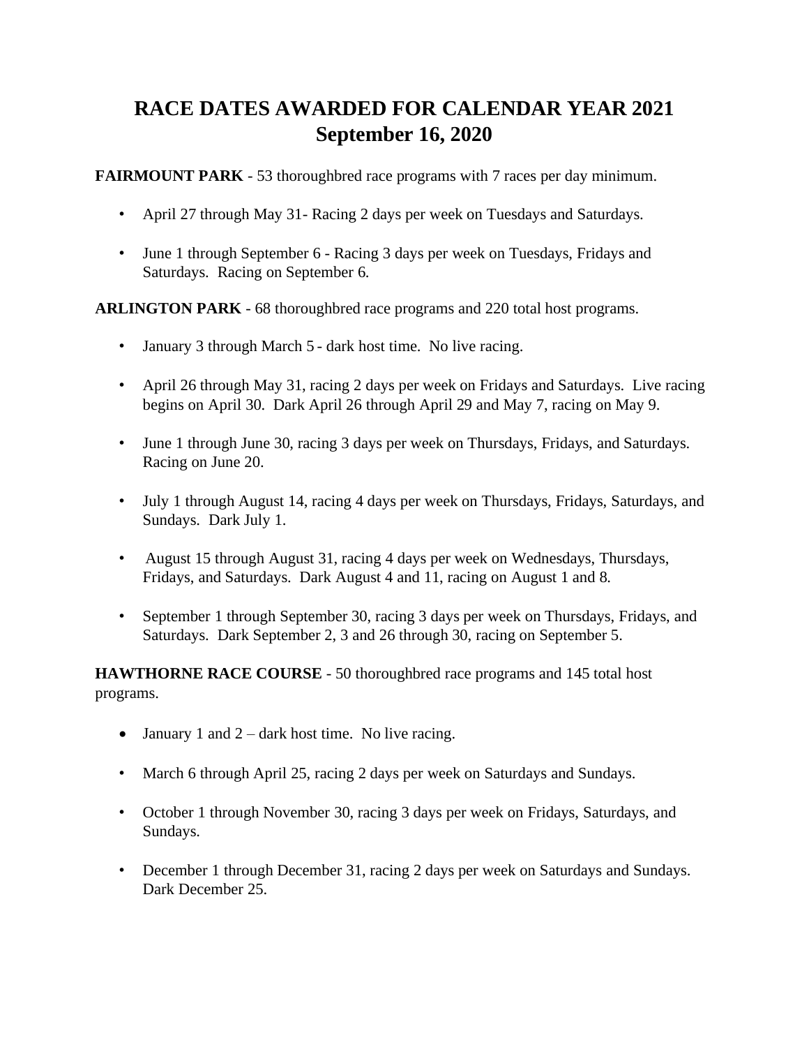# RACE DATES AWARDED FOR CALENDAR YEAR 2021
# September 16, 2020

**FAIRMOUNT PARK** - 53 thoroughbred race programs with 7 races per day minimum.

- April 27 through May 31- Racing 2 days per week on Tuesdays and Saturdays.
- June 1 through September 6 - Racing 3 days per week on Tuesdays, Fridays and Saturdays. Racing on September 6.

**ARLINGTON PARK** - 68 thoroughbred race programs and 220 total host programs.

- January 3 through March 5 - dark host time. No live racing.
- April 26 through May 31, racing 2 days per week on Fridays and Saturdays. Live racing begins on April 30. Dark April 26 through April 29 and May 7, racing on May 9.
- June 1 through June 30, racing 3 days per week on Thursdays, Fridays, and Saturdays. Racing on June 20.
- July 1 through August 14, racing 4 days per week on Thursdays, Fridays, Saturdays, and Sundays. Dark July 1.
- August 15 through August 31, racing 4 days per week on Wednesdays, Thursdays, Fridays, and Saturdays. Dark August 4 and 11, racing on August 1 and 8.
- September 1 through September 30, racing 3 days per week on Thursdays, Fridays, and Saturdays. Dark September 2, 3 and 26 through 30, racing on September 5.

**HAWTHORNE RACE COURSE** - 50 thoroughbred race programs and 145 total host programs.

- January 1 and 2 – dark host time. No live racing.
- March 6 through April 25, racing 2 days per week on Saturdays and Sundays.
- October 1 through November 30, racing 3 days per week on Fridays, Saturdays, and Sundays.
- December 1 through December 31, racing 2 days per week on Saturdays and Sundays. Dark December 25.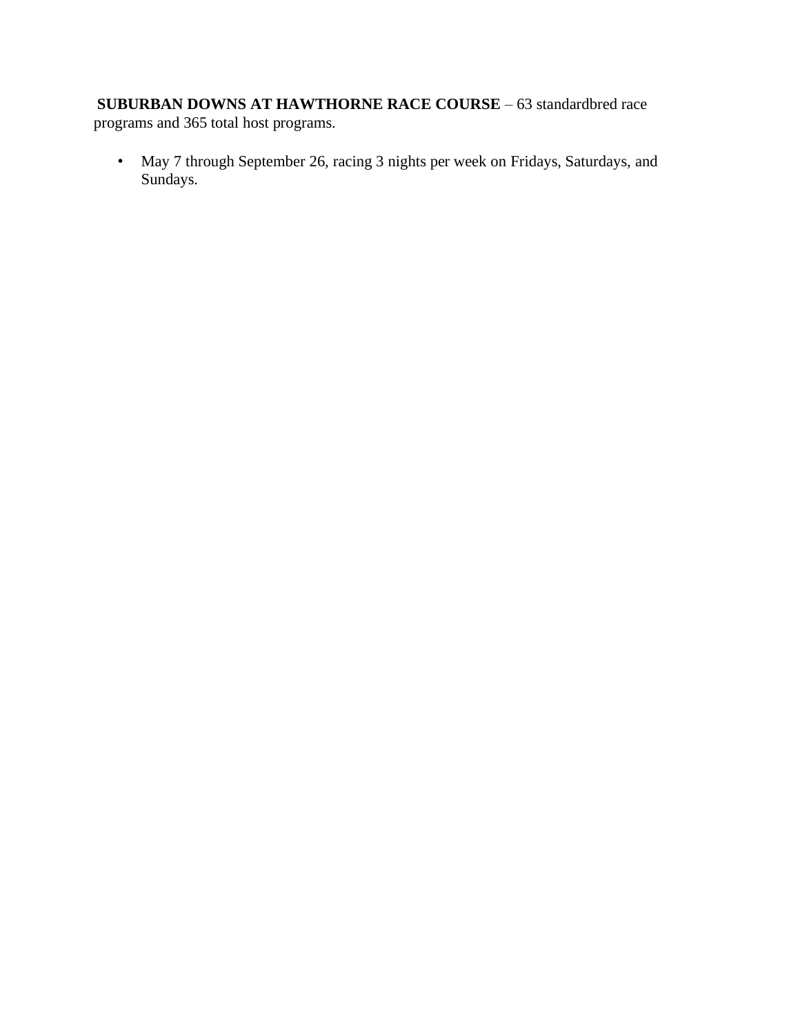**SUBURBAN DOWNS AT HAWTHORNE RACE COURSE** – 63 standardbred race programs and 365 total host programs.

- May 7 through September 26, racing 3 nights per week on Fridays, Saturdays, and Sundays.